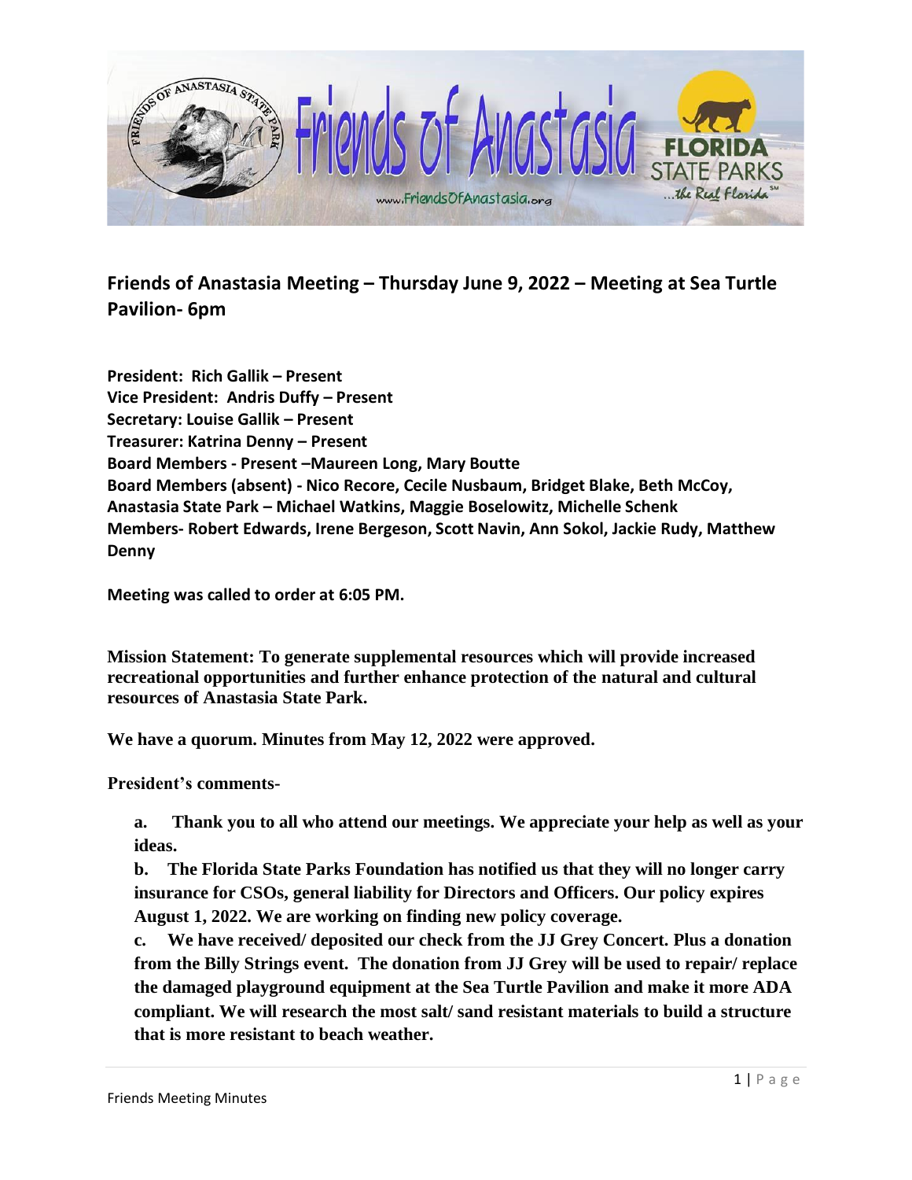## Friends of Anastasia Meeting – Thursday June 9, 2022 – Meeting at Sea Turtle Pavilion- 6pm

**President: Rich Gallik – Present**
**Vice President: Andris Duffy – Present**
**Secretary: Louise Gallik – Present**
**Treasurer: Katrina Denny – Present**
**Board Members - Present –Maureen Long, Mary Boutte**
**Board Members (absent) - Nico Recore, Cecile Nusbaum, Bridget Blake, Beth McCoy,**
**Anastasia State Park – Michael Watkins, Maggie Boselowitz, Michelle Schenk**
**Members- Robert Edwards, Irene Bergeson, Scott Navin, Ann Sokol, Jackie Rudy, Matthew Denny**

**Meeting was called to order at 6:05 PM.**

**Mission Statement: To generate supplemental resources which will provide increased recreational opportunities and further enhance protection of the natural and cultural resources of Anastasia State Park.**

**We have a quorum. Minutes from May 12, 2022 were approved.**

**President's comments-**

**a. Thank you to all who attend our meetings. We appreciate your help as well as your ideas.**

**b. The Florida State Parks Foundation has notified us that they will no longer carry insurance for CSOs, general liability for Directors and Officers. Our policy expires August 1, 2022. We are working on finding new policy coverage.**

**c. We have received/ deposited our check from the JJ Grey Concert. Plus a donation from the Billy Strings event. The donation from JJ Grey will be used to repair/ replace the damaged playground equipment at the Sea Turtle Pavilion and make it more ADA compliant. We will research the most salt/ sand resistant materials to build a structure that is more resistant to beach weather.**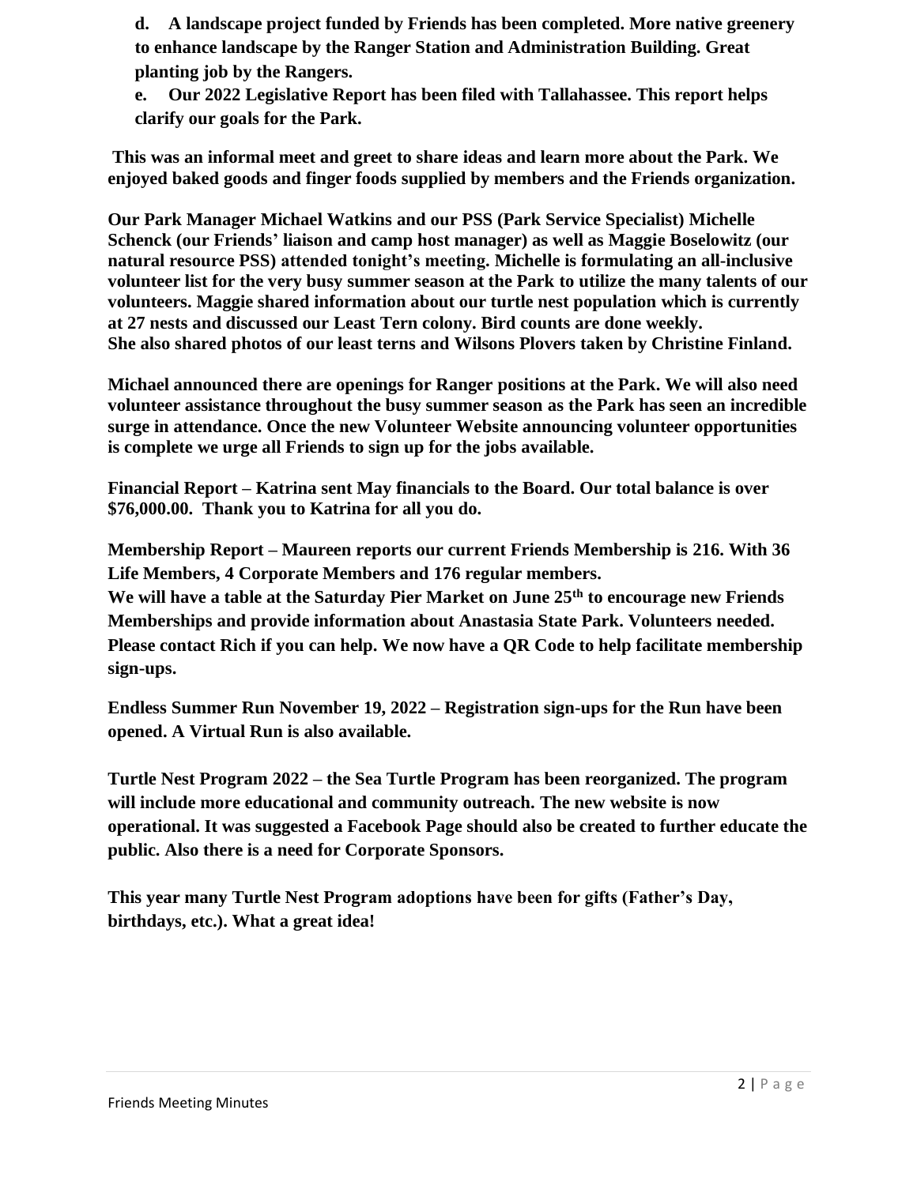**d. A landscape project funded by Friends has been completed. More native greenery to enhance landscape by the Ranger Station and Administration Building. Great planting job by the Rangers.**

**e. Our 2022 Legislative Report has been filed with Tallahassee. This report helps clarify our goals for the Park.**

**This was an informal meet and greet to share ideas and learn more about the Park. We enjoyed baked goods and finger foods supplied by members and the Friends organization.**

**Our Park Manager Michael Watkins and our PSS (Park Service Specialist) Michelle Schenck (our Friends' liaison and camp host manager) as well as Maggie Boselowitz (our natural resource PSS) attended tonight's meeting. Michelle is formulating an all-inclusive volunteer list for the very busy summer season at the Park to utilize the many talents of our volunteers. Maggie shared information about our turtle nest population which is currently at 27 nests and discussed our Least Tern colony. Bird counts are done weekly. She also shared photos of our least terns and Wilsons Plovers taken by Christine Finland.**

**Michael announced there are openings for Ranger positions at the Park. We will also need volunteer assistance throughout the busy summer season as the Park has seen an incredible surge in attendance. Once the new Volunteer Website announcing volunteer opportunities is complete we urge all Friends to sign up for the jobs available.**

**Financial Report – Katrina sent May financials to the Board. Our total balance is over $76,000.00. Thank you to Katrina for all you do.**

**Membership Report – Maureen reports our current Friends Membership is 216. With 36 Life Members, 4 Corporate Members and 176 regular members.**
**We will have a table at the Saturday Pier Market on June 25th to encourage new Friends Memberships and provide information about Anastasia State Park. Volunteers needed. Please contact Rich if you can help. We now have a QR Code to help facilitate membership sign-ups.**

**Endless Summer Run November 19, 2022 – Registration sign-ups for the Run have been opened. A Virtual Run is also available.**

**Turtle Nest Program 2022 – the Sea Turtle Program has been reorganized. The program will include more educational and community outreach. The new website is now operational. It was suggested a Facebook Page should also be created to further educate the public. Also there is a need for Corporate Sponsors.**

**This year many Turtle Nest Program adoptions have been for gifts (Father's Day, birthdays, etc.). What a great idea!**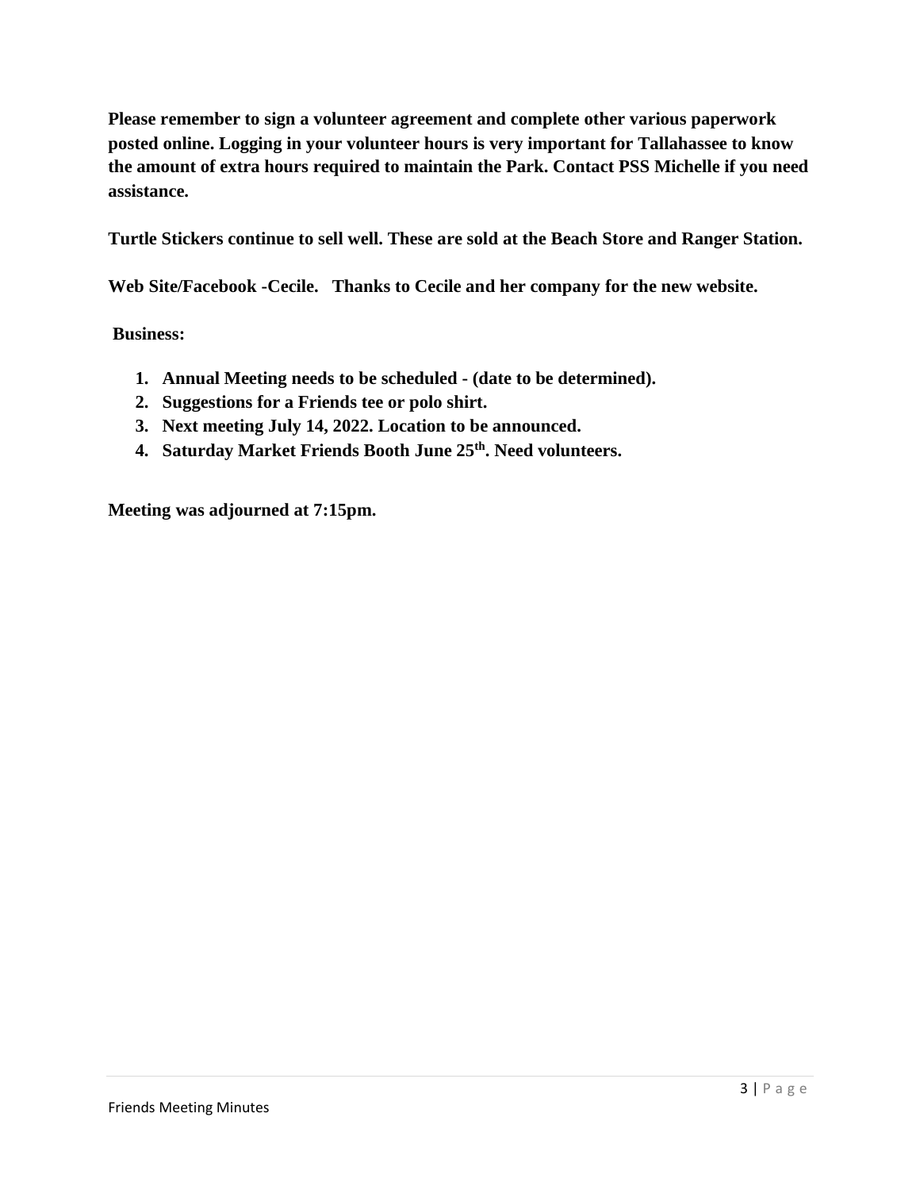**Please remember to sign a volunteer agreement and complete other various paperwork posted online. Logging in your volunteer hours is very important for Tallahassee to know the amount of extra hours required to maintain the Park. Contact PSS Michelle if you need assistance.**

**Turtle Stickers continue to sell well. These are sold at the Beach Store and Ranger Station.**

**Web Site/Facebook -Cecile. Thanks to Cecile and her company for the new website.**

**Business:**

1. **Annual Meeting needs to be scheduled - (date to be determined).**
2. **Suggestions for a Friends tee or polo shirt.**
3. **Next meeting July 14, 2022. Location to be announced.**
4. **Saturday Market Friends Booth June 25th. Need volunteers.**

**Meeting was adjourned at 7:15pm.**